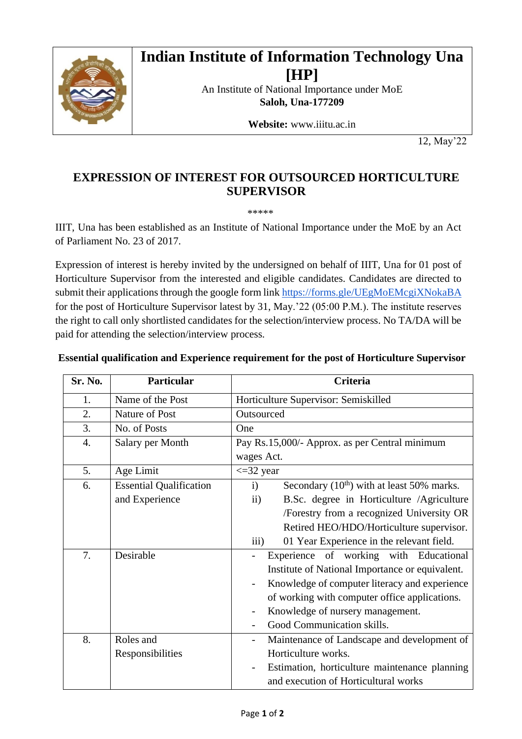# Indian Institute of Information Technology Una [HP]

An Institute of National Importance under MoE

**Saloh, Una-177209**

**Website:** www.iiitu.ac.in

12, May'22

## EXPRESSION OF INTEREST FOR OUTSOURCED HORTICULTURE SUPERVISOR

*****

IIIT, Una has been established as an Institute of National Importance under the MoE by an Act of Parliament No. 23 of 2017.

Expression of interest is hereby invited by the undersigned on behalf of IIIT, Una for 01 post of Horticulture Supervisor from the interested and eligible candidates. Candidates are directed to submit their applications through the google form link https://forms.gle/UEgMoEMcgiXNokaBA for the post of Horticulture Supervisor latest by 31, May.'22 (05:00 P.M.). The institute reserves the right to call only shortlisted candidates for the selection/interview process. No TA/DA will be paid for attending the selection/interview process.

**Essential qualification and Experience requirement for the post of Horticulture Supervisor**

| Sr. No. | Particular | Criteria |
|---|---|---|
| 1. | Name of the Post | Horticulture Supervisor: Semiskilled |
| 2. | Nature of Post | Outsourced |
| 3. | No. of Posts | One |
| 4. | Salary per Month | Pay Rs.15,000/- Approx. as per Central minimum wages Act. |
| 5. | Age Limit | <=32 year |
| 6. | Essential Qualification and Experience | i) Secondary (10th) with at least 50% marks.<br>ii) B.Sc. degree in Horticulture /Agriculture /Forestry from a recognized University OR Retired HEO/HDO/Horticulture supervisor.<br>iii) 01 Year Experience in the relevant field. |
| 7. | Desirable | - Experience of working with Educational Institute of National Importance or equivalent.<br>- Knowledge of computer literacy and experience of working with computer office applications.<br>- Knowledge of nursery management.<br>- Good Communication skills. |
| 8. | Roles and Responsibilities | - Maintenance of Landscape and development of Horticulture works.<br>- Estimation, horticulture maintenance planning and execution of Horticultural works |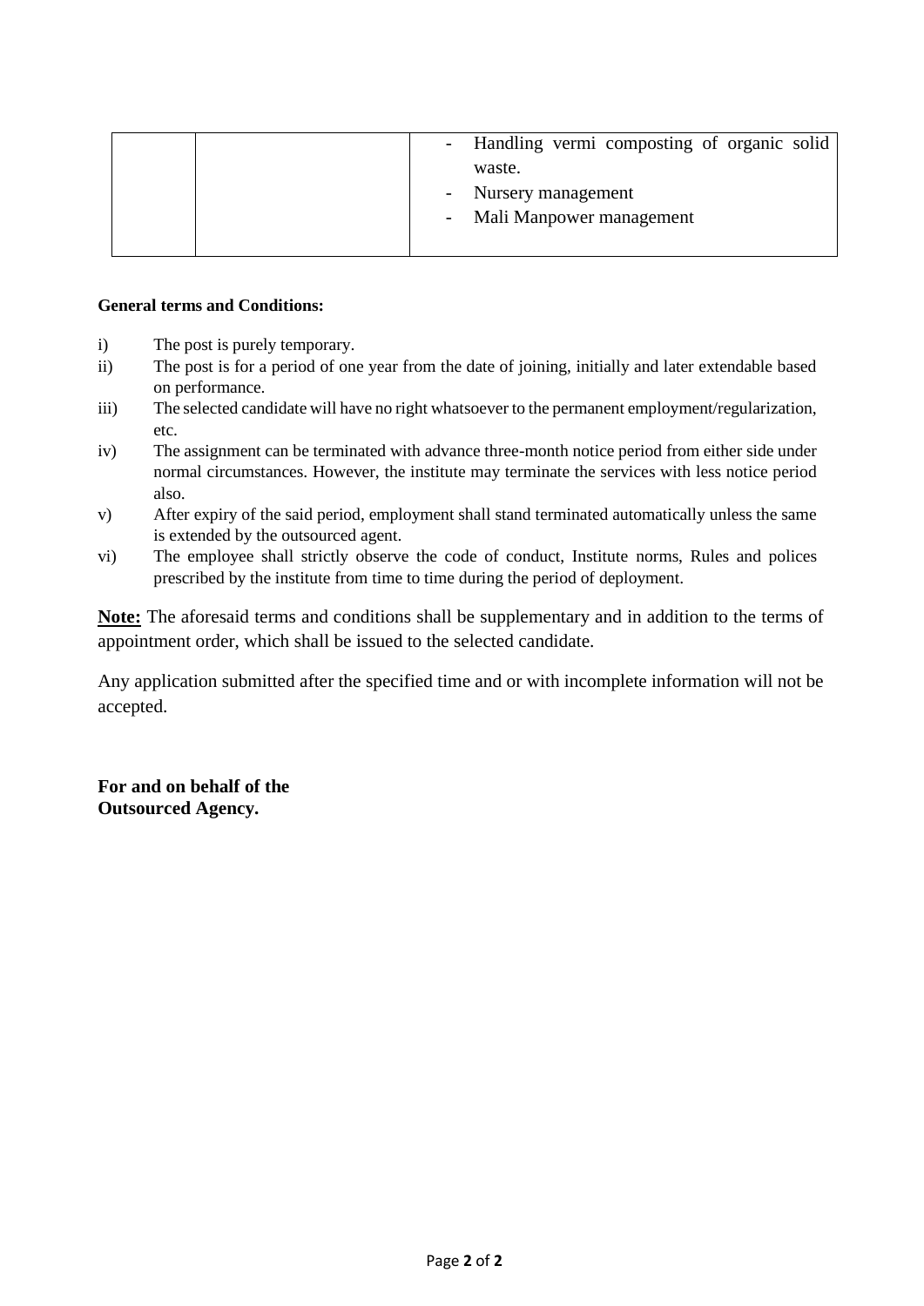| | | |
|---|---|---|
| | | - Handling vermi composting of organic solid waste.<br>- Nursery management<br>- Mali Manpower management |

**General terms and Conditions:**

i) The post is purely temporary.
ii) The post is for a period of one year from the date of joining, initially and later extendable based on performance.
iii) The selected candidate will have no right whatsoever to the permanent employment/regularization, etc.
iv) The assignment can be terminated with advance three-month notice period from either side under normal circumstances. However, the institute may terminate the services with less notice period also.
v) After expiry of the said period, employment shall stand terminated automatically unless the same is extended by the outsourced agent.
vi) The employee shall strictly observe the code of conduct, Institute norms, Rules and polices prescribed by the institute from time to time during the period of deployment.

**Note:** The aforesaid terms and conditions shall be supplementary and in addition to the terms of appointment order, which shall be issued to the selected candidate.

Any application submitted after the specified time and or with incomplete information will not be accepted.

**For and on behalf of the**
**Outsourced Agency.**